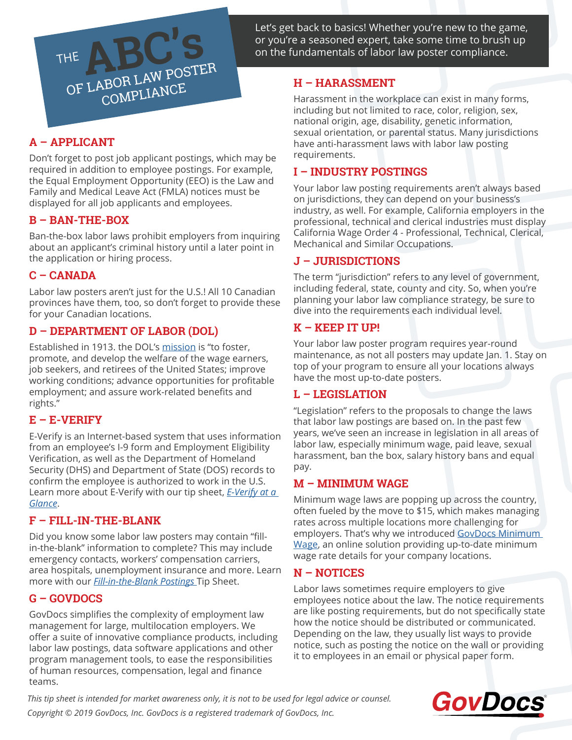# THE ABC's OF LABOR LAW POSTER COMPLIANCE

Let's get back to basics! Whether you're new to the game, or you're a seasoned expert, take some time to brush up on the fundamentals of labor law poster compliance.

## A – APPLICANT

Don't forget to post job applicant postings, which may be required in addition to employee postings. For example, the Equal Employment Opportunity (EEO) is the Law and Family and Medical Leave Act (FMLA) notices must be displayed for all job applicants and employees.

## B – BAN-THE-BOX

Ban-the-box labor laws prohibit employers from inquiring about an applicant's criminal history until a later point in the application or hiring process.

## C – CANADA

Labor law posters aren't just for the U.S.! All 10 Canadian provinces have them, too, so don't forget to provide these for your Canadian locations.

## D – DEPARTMENT OF LABOR (DOL)

Established in 1913. the DOL's mission is "to foster, promote, and develop the welfare of the wage earners, job seekers, and retirees of the United States; improve working conditions; advance opportunities for profitable employment; and assure work-related benefits and rights."

## E – E-VERIFY

E-Verify is an Internet-based system that uses information from an employee's I-9 form and Employment Eligibility Verification, as well as the Department of Homeland Security (DHS) and Department of State (DOS) records to confirm the employee is authorized to work in the U.S. Learn more about E-Verify with our tip sheet, *E-Verify at a Glance*.

## F – FILL-IN-THE-BLANK

Did you know some labor law posters may contain "fill-in-the-blank" information to complete? This may include emergency contacts, workers' compensation carriers, area hospitals, unemployment insurance and more. Learn more with our *Fill-in-the-Blank Postings* Tip Sheet.

## G – GOVDOCS

GovDocs simplifies the complexity of employment law management for large, multilocation employers. We offer a suite of innovative compliance products, including labor law postings, data software applications and other program management tools, to ease the responsibilities of human resources, compensation, legal and finance teams.

## H – HARASSMENT

Harassment in the workplace can exist in many forms, including but not limited to race, color, religion, sex, national origin, age, disability, genetic information, sexual orientation, or parental status. Many jurisdictions have anti-harassment laws with labor law posting requirements.

## I – INDUSTRY POSTINGS

Your labor law posting requirements aren't always based on jurisdictions, they can depend on your business's industry, as well. For example, California employers in the professional, technical and clerical industries must display California Wage Order 4 - Professional, Technical, Clerical, Mechanical and Similar Occupations.

## J – JURISDICTIONS

The term "jurisdiction" refers to any level of government, including federal, state, county and city. So, when you're planning your labor law compliance strategy, be sure to dive into the requirements each individual level.

## K – KEEP IT UP!

Your labor law poster program requires year-round maintenance, as not all posters may update Jan. 1. Stay on top of your program to ensure all your locations always have the most up-to-date posters.

## L – LEGISLATION

"Legislation" refers to the proposals to change the laws that labor law postings are based on. In the past few years, we've seen an increase in legislation in all areas of labor law, especially minimum wage, paid leave, sexual harassment, ban the box, salary history bans and equal pay.

## M – MINIMUM WAGE

Minimum wage laws are popping up across the country, often fueled by the move to $15, which makes managing rates across multiple locations more challenging for employers. That's why we introduced GovDocs Minimum Wage, an online solution providing up-to-date minimum wage rate details for your company locations.

## N – NOTICES

Labor laws sometimes require employers to give employees notice about the law. The notice requirements are like posting requirements, but do not specifically state how the notice should be distributed or communicated. Depending on the law, they usually list ways to provide notice, such as posting the notice on the wall or providing it to employees in an email or physical paper form.

*This tip sheet is intended for market awareness only, it is not to be used for legal advice or counsel.*

*Copyright © 2019 GovDocs, Inc. GovDocs is a registered trademark of GovDocs, Inc.*

GovDocs®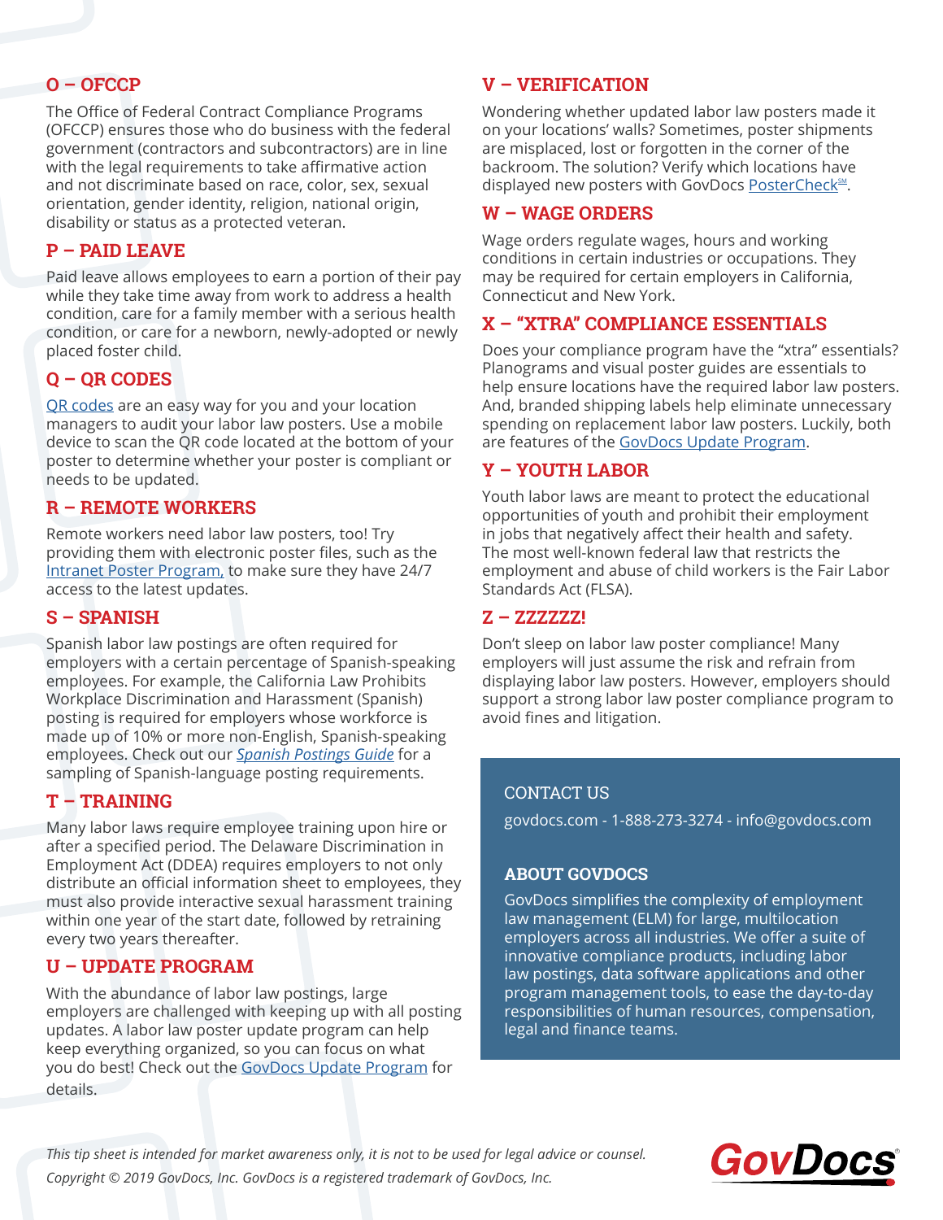## O – OFCCP

The Office of Federal Contract Compliance Programs (OFCCP) ensures those who do business with the federal government (contractors and subcontractors) are in line with the legal requirements to take affirmative action and not discriminate based on race, color, sex, sexual orientation, gender identity, religion, national origin, disability or status as a protected veteran.

## P – PAID LEAVE

Paid leave allows employees to earn a portion of their pay while they take time away from work to address a health condition, care for a family member with a serious health condition, or care for a newborn, newly-adopted or newly placed foster child.

## Q – QR CODES

QR codes are an easy way for you and your location managers to audit your labor law posters. Use a mobile device to scan the QR code located at the bottom of your poster to determine whether your poster is compliant or needs to be updated.

## R – REMOTE WORKERS

Remote workers need labor law posters, too! Try providing them with electronic poster files, such as the Intranet Poster Program, to make sure they have 24/7 access to the latest updates.

## S – SPANISH

Spanish labor law postings are often required for employers with a certain percentage of Spanish-speaking employees. For example, the California Law Prohibits Workplace Discrimination and Harassment (Spanish) posting is required for employers whose workforce is made up of 10% or more non-English, Spanish-speaking employees. Check out our *Spanish Postings Guide* for a sampling of Spanish-language posting requirements.

## T – TRAINING

Many labor laws require employee training upon hire or after a specified period. The Delaware Discrimination in Employment Act (DDEA) requires employers to not only distribute an official information sheet to employees, they must also provide interactive sexual harassment training within one year of the start date, followed by retraining every two years thereafter.

## U – UPDATE PROGRAM

With the abundance of labor law postings, large employers are challenged with keeping up with all posting updates. A labor law poster update program can help keep everything organized, so you can focus on what you do best! Check out the GovDocs Update Program for details.

## V – VERIFICATION

Wondering whether updated labor law posters made it on your locations' walls? Sometimes, poster shipments are misplaced, lost or forgotten in the corner of the backroom. The solution? Verify which locations have displayed new posters with GovDocs PosterCheck℠.

## W – WAGE ORDERS

Wage orders regulate wages, hours and working conditions in certain industries or occupations. They may be required for certain employers in California, Connecticut and New York.

## X – "XTRA" COMPLIANCE ESSENTIALS

Does your compliance program have the "xtra" essentials? Planograms and visual poster guides are essentials to help ensure locations have the required labor law posters. And, branded shipping labels help eliminate unnecessary spending on replacement labor law posters. Luckily, both are features of the GovDocs Update Program.

## Y – YOUTH LABOR

Youth labor laws are meant to protect the educational opportunities of youth and prohibit their employment in jobs that negatively affect their health and safety. The most well-known federal law that restricts the employment and abuse of child workers is the Fair Labor Standards Act (FLSA).

## Z – ZZZZZZ!

Don't sleep on labor law poster compliance! Many employers will just assume the risk and refrain from displaying labor law posters. However, employers should support a strong labor law poster compliance program to avoid fines and litigation.

### CONTACT US

govdocs.com - 1-888-273-3274 - info@govdocs.com

### ABOUT GOVDOCS

GovDocs simplifies the complexity of employment law management (ELM) for large, multilocation employers across all industries. We offer a suite of innovative compliance products, including labor law postings, data software applications and other program management tools, to ease the day-to-day responsibilities of human resources, compensation, legal and finance teams.

*This tip sheet is intended for market awareness only, it is not to be used for legal advice or counsel.*
*Copyright © 2019 GovDocs, Inc. GovDocs is a registered trademark of GovDocs, Inc.*

GovDocs®